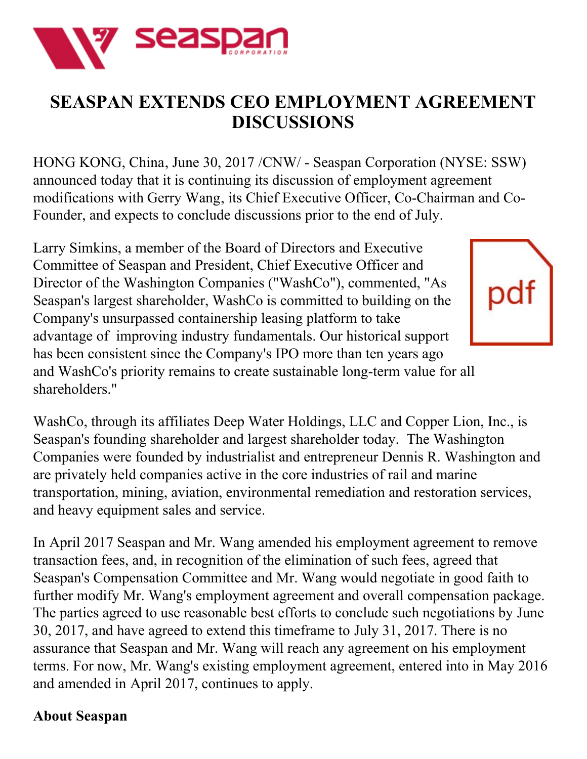# SEASPAN EXTENDS CEO EMPLOYMENT AGREEMENT DISCUSSIONS

HONG KONG, China, June 30, 2017 /CNW/ - Seaspan Corporation (NYSE: SSW) announced today that it is continuing its discussion of employment agreement modifications with Gerry Wang, its Chief Executive Officer, Co-Chairman and Co-Founder, and expects to conclude discussions prior to the end of July.

Larry Simkins, a member of the Board of Directors and Executive Committee of Seaspan and President, Chief Executive Officer and Director of the Washington Companies ("WashCo"), commented, "As Seaspan's largest shareholder, WashCo is committed to building on the Company's unsurpassed containership leasing platform to take advantage of improving industry fundamentals. Our historical support has been consistent since the Company's IPO more than ten years ago and WashCo's priority remains to create sustainable long-term value for all shareholders."

WashCo, through its affiliates Deep Water Holdings, LLC and Copper Lion, Inc., is Seaspan's founding shareholder and largest shareholder today. The Washington Companies were founded by industrialist and entrepreneur Dennis R. Washington and are privately held companies active in the core industries of rail and marine transportation, mining, aviation, environmental remediation and restoration services, and heavy equipment sales and service.

In April 2017 Seaspan and Mr. Wang amended his employment agreement to remove transaction fees, and, in recognition of the elimination of such fees, agreed that Seaspan's Compensation Committee and Mr. Wang would negotiate in good faith to further modify Mr. Wang's employment agreement and overall compensation package. The parties agreed to use reasonable best efforts to conclude such negotiations by June 30, 2017, and have agreed to extend this timeframe to July 31, 2017. There is no assurance that Seaspan and Mr. Wang will reach any agreement on his employment terms. For now, Mr. Wang's existing employment agreement, entered into in May 2016 and amended in April 2017, continues to apply.

**About Seaspan**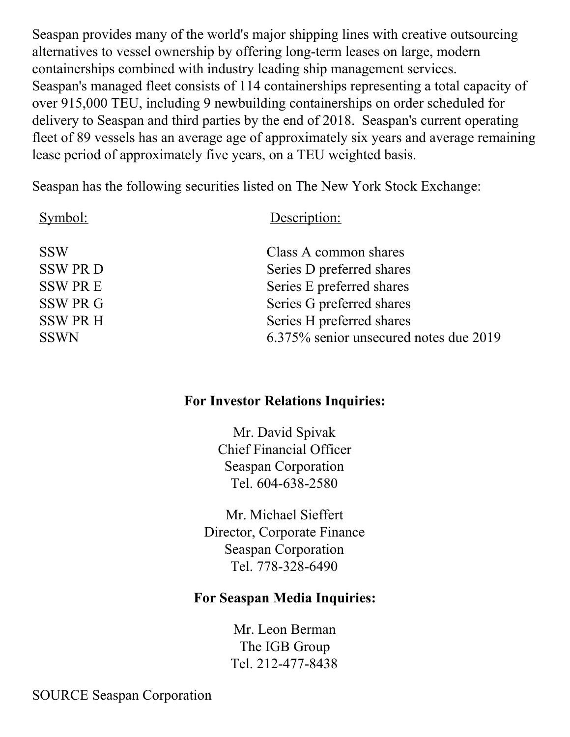Seaspan provides many of the world's major shipping lines with creative outsourcing alternatives to vessel ownership by offering long-term leases on large, modern containerships combined with industry leading ship management services. Seaspan's managed fleet consists of 114 containerships representing a total capacity of over 915,000 TEU, including 9 newbuilding containerships on order scheduled for delivery to Seaspan and third parties by the end of 2018. Seaspan's current operating fleet of 89 vessels has an average age of approximately six years and average remaining lease period of approximately five years, on a TEU weighted basis.

Seaspan has the following securities listed on The New York Stock Exchange:

| Symbol: | Description: |
|---|---|
| SSW | Class A common shares |
| SSW PR D | Series D preferred shares |
| SSW PR E | Series E preferred shares |
| SSW PR G | Series G preferred shares |
| SSW PR H | Series H preferred shares |
| SSWN | 6.375% senior unsecured notes due 2019 |

**For Investor Relations Inquiries:**

Mr. David Spivak
Chief Financial Officer
Seaspan Corporation
Tel. 604-638-2580

Mr. Michael Sieffert
Director, Corporate Finance
Seaspan Corporation
Tel. 778-328-6490

**For Seaspan Media Inquiries:**

Mr. Leon Berman
The IGB Group
Tel. 212-477-8438

SOURCE Seaspan Corporation